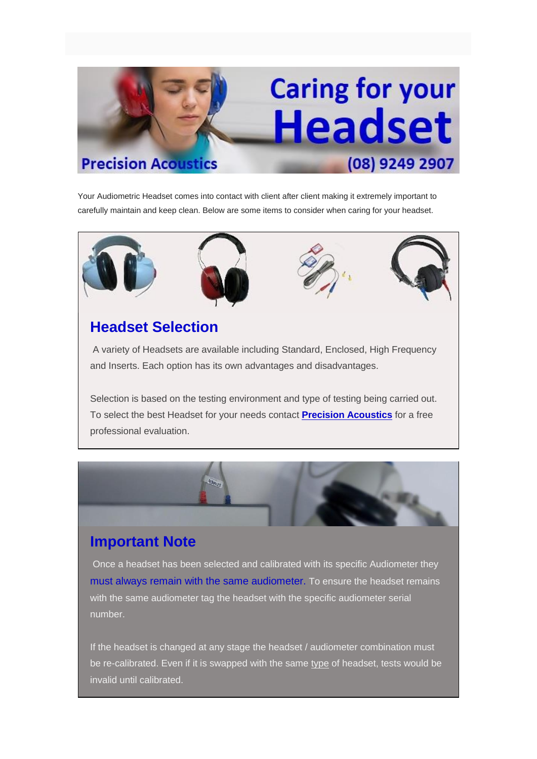# Caring for your Headset

**Precision Acoustics** (08) 9249 2907

Your Audiometric Headset comes into contact with client after client making it extremely important to carefully maintain and keep clean. Below are some items to consider when caring for your headset.

## Headset Selection

A variety of Headsets are available including Standard, Enclosed, High Frequency and Inserts. Each option has its own advantages and disadvantages.

Selection is based on the testing environment and type of testing being carried out. To select the best Headset for your needs contact **Precision Acoustics** for a free professional evaluation.

## Important Note

Once a headset has been selected and calibrated with its specific Audiometer they must always remain with the same audiometer. To ensure the headset remains with the same audiometer tag the headset with the specific audiometer serial number.

If the headset is changed at any stage the headset / audiometer combination must be re-calibrated. Even if it is swapped with the same type of headset, tests would be invalid until calibrated.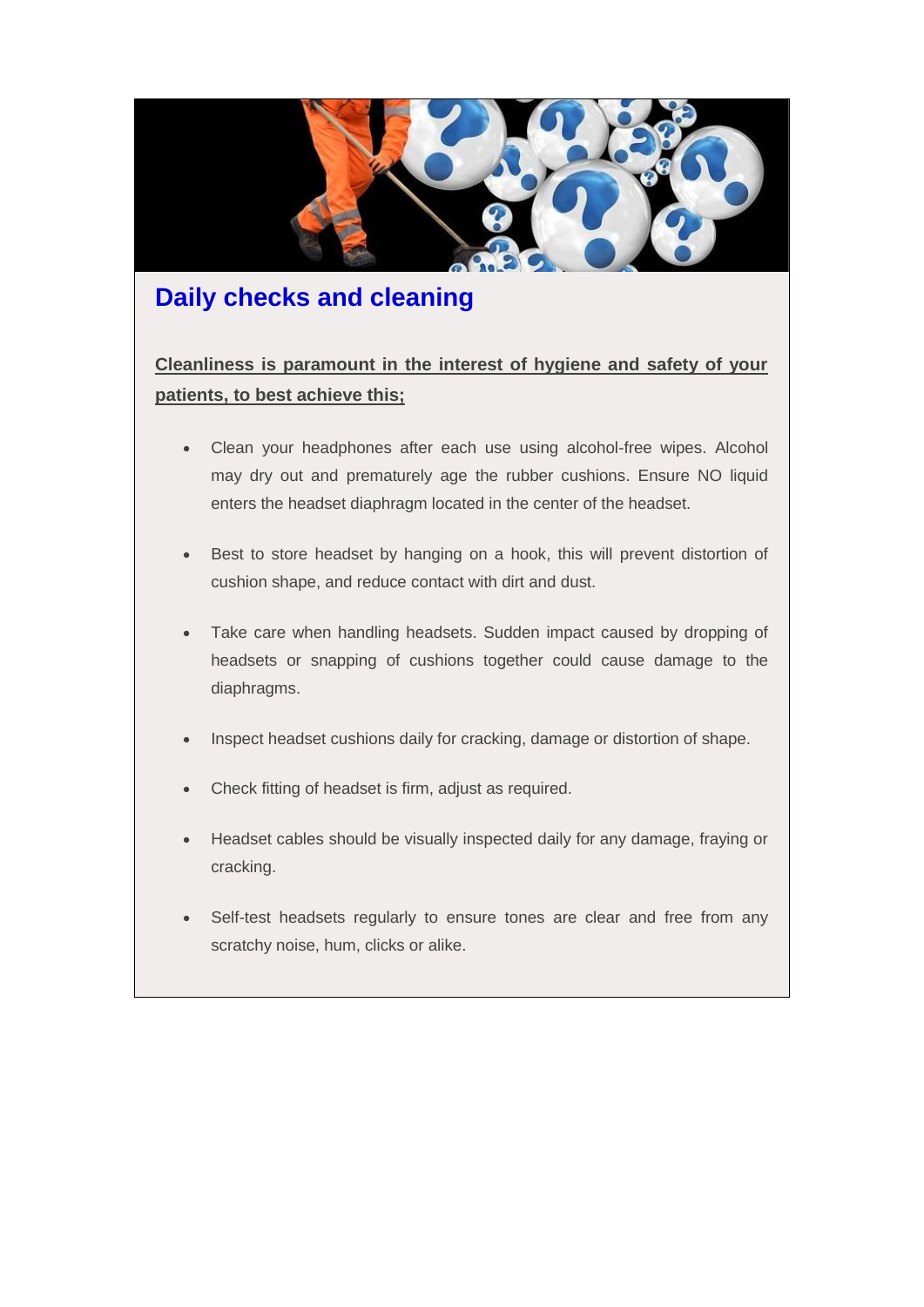## Daily checks and cleaning

**Cleanliness is paramount in the interest of hygiene and safety of your patients, to best achieve this;**

- Clean your headphones after each use using alcohol-free wipes. Alcohol may dry out and prematurely age the rubber cushions. Ensure NO liquid enters the headset diaphragm located in the center of the headset.

- Best to store headset by hanging on a hook, this will prevent distortion of cushion shape, and reduce contact with dirt and dust.

- Take care when handling headsets. Sudden impact caused by dropping of headsets or snapping of cushions together could cause damage to the diaphragms.

- Inspect headset cushions daily for cracking, damage or distortion of shape.

- Check fitting of headset is firm, adjust as required.

- Headset cables should be visually inspected daily for any damage, fraying or cracking.

- Self-test headsets regularly to ensure tones are clear and free from any scratchy noise, hum, clicks or alike.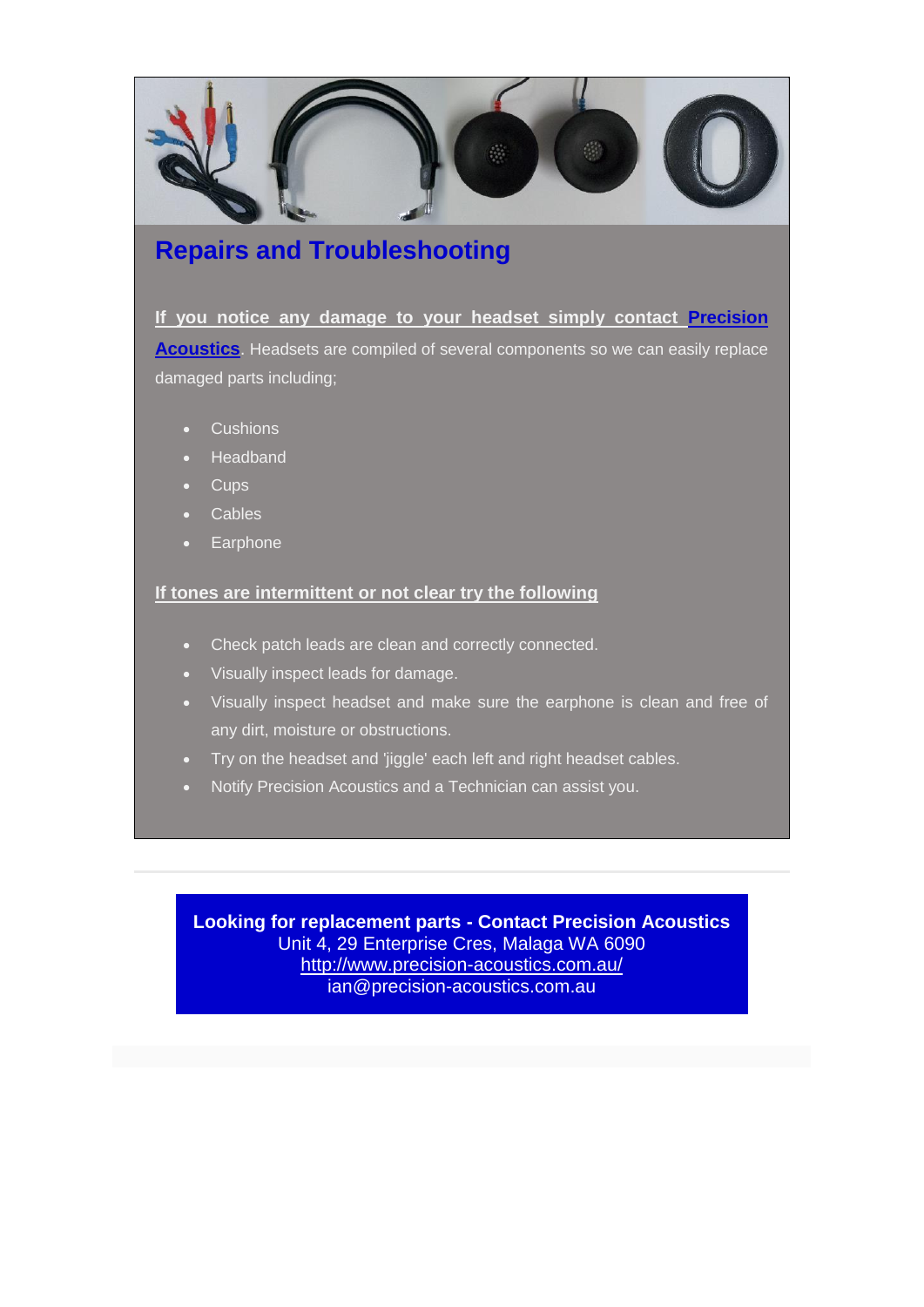## Repairs and Troubleshooting

**If you notice any damage to your headset simply contact Precision Acoustics**. Headsets are compiled of several components so we can easily replace damaged parts including;

- Cushions
- Headband
- Cups
- Cables
- Earphone

**If tones are intermittent or not clear try the following**

- Check patch leads are clean and correctly connected.
- Visually inspect leads for damage.
- Visually inspect headset and make sure the earphone is clean and free of any dirt, moisture or obstructions.
- Try on the headset and 'jiggle' each left and right headset cables.
- Notify Precision Acoustics and a Technician can assist you.

---

**Looking for replacement parts - Contact Precision Acoustics**
Unit 4, 29 Enterprise Cres, Malaga WA 6090
http://www.precision-acoustics.com.au/
ian@precision-acoustics.com.au